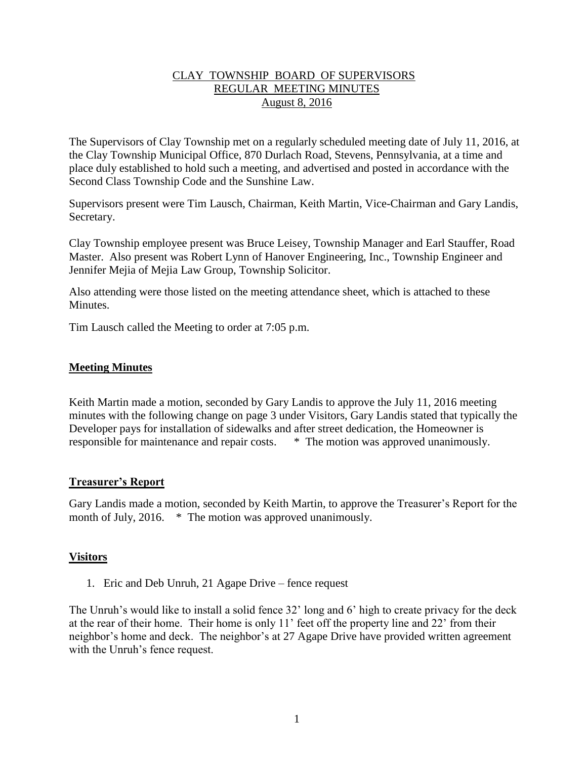# CLAY TOWNSHIP BOARD OF SUPERVISORS
## REGULAR MEETING MINUTES
### August 8, 2016

The Supervisors of Clay Township met on a regularly scheduled meeting date of July 11, 2016, at the Clay Township Municipal Office, 870 Durlach Road, Stevens, Pennsylvania, at a time and place duly established to hold such a meeting, and advertised and posted in accordance with the Second Class Township Code and the Sunshine Law.

Supervisors present were Tim Lausch, Chairman, Keith Martin, Vice-Chairman and Gary Landis, Secretary.

Clay Township employee present was Bruce Leisey, Township Manager and Earl Stauffer, Road Master. Also present was Robert Lynn of Hanover Engineering, Inc., Township Engineer and Jennifer Mejia of Mejia Law Group, Township Solicitor.

Also attending were those listed on the meeting attendance sheet, which is attached to these Minutes.

Tim Lausch called the Meeting to order at 7:05 p.m.

**Meeting Minutes**

Keith Martin made a motion, seconded by Gary Landis to approve the July 11, 2016 meeting minutes with the following change on page 3 under Visitors, Gary Landis stated that typically the Developer pays for installation of sidewalks and after street dedication, the Homeowner is responsible for maintenance and repair costs. * The motion was approved unanimously.

**Treasurer's Report**

Gary Landis made a motion, seconded by Keith Martin, to approve the Treasurer's Report for the month of July, 2016. * The motion was approved unanimously.

**Visitors**

1. Eric and Deb Unruh, 21 Agape Drive – fence request

The Unruh's would like to install a solid fence 32' long and 6' high to create privacy for the deck at the rear of their home. Their home is only 11' feet off the property line and 22' from their neighbor's home and deck. The neighbor's at 27 Agape Drive have provided written agreement with the Unruh's fence request.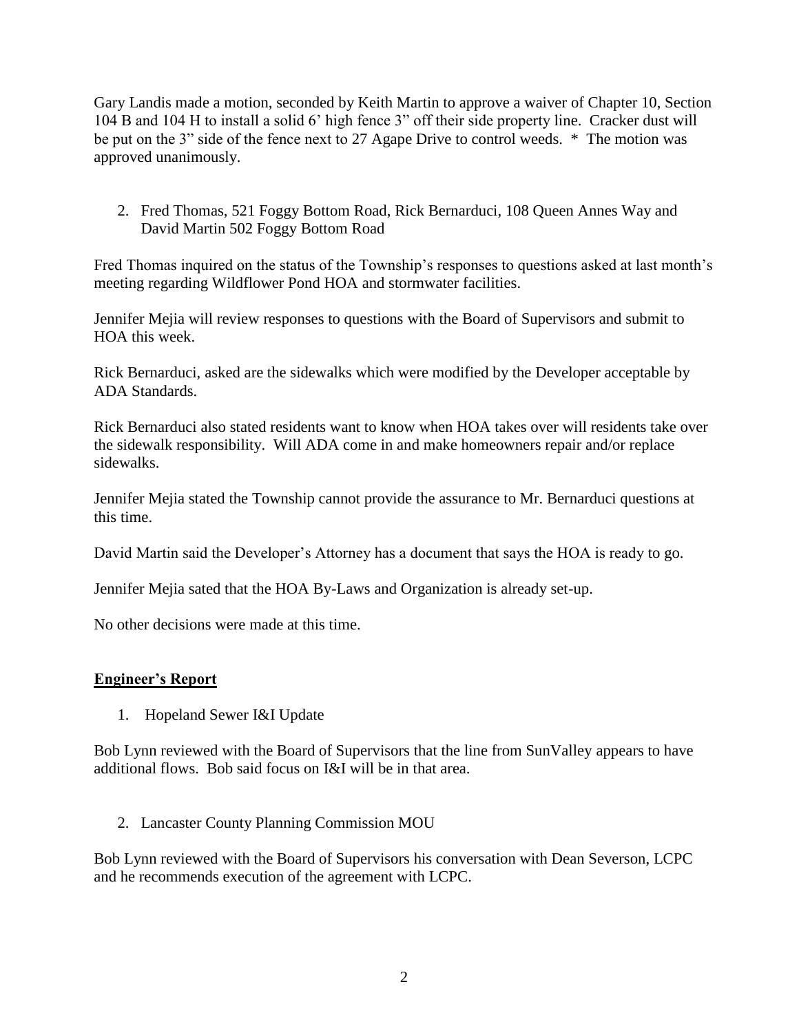Gary Landis made a motion, seconded by Keith Martin to approve a waiver of Chapter 10, Section 104 B and 104 H to install a solid 6' high fence 3" off their side property line. Cracker dust will be put on the 3" side of the fence next to 27 Agape Drive to control weeds. * The motion was approved unanimously.

2. Fred Thomas, 521 Foggy Bottom Road, Rick Bernarduci, 108 Queen Annes Way and David Martin 502 Foggy Bottom Road

Fred Thomas inquired on the status of the Township's responses to questions asked at last month's meeting regarding Wildflower Pond HOA and stormwater facilities.

Jennifer Mejia will review responses to questions with the Board of Supervisors and submit to HOA this week.

Rick Bernarduci, asked are the sidewalks which were modified by the Developer acceptable by ADA Standards.

Rick Bernarduci also stated residents want to know when HOA takes over will residents take over the sidewalk responsibility. Will ADA come in and make homeowners repair and/or replace sidewalks.

Jennifer Mejia stated the Township cannot provide the assurance to Mr. Bernarduci questions at this time.

David Martin said the Developer's Attorney has a document that says the HOA is ready to go.

Jennifer Mejia sated that the HOA By-Laws and Organization is already set-up.

No other decisions were made at this time.

## **Engineer's Report**

1. Hopeland Sewer I&I Update

Bob Lynn reviewed with the Board of Supervisors that the line from SunValley appears to have additional flows. Bob said focus on I&I will be in that area.

2. Lancaster County Planning Commission MOU

Bob Lynn reviewed with the Board of Supervisors his conversation with Dean Severson, LCPC and he recommends execution of the agreement with LCPC.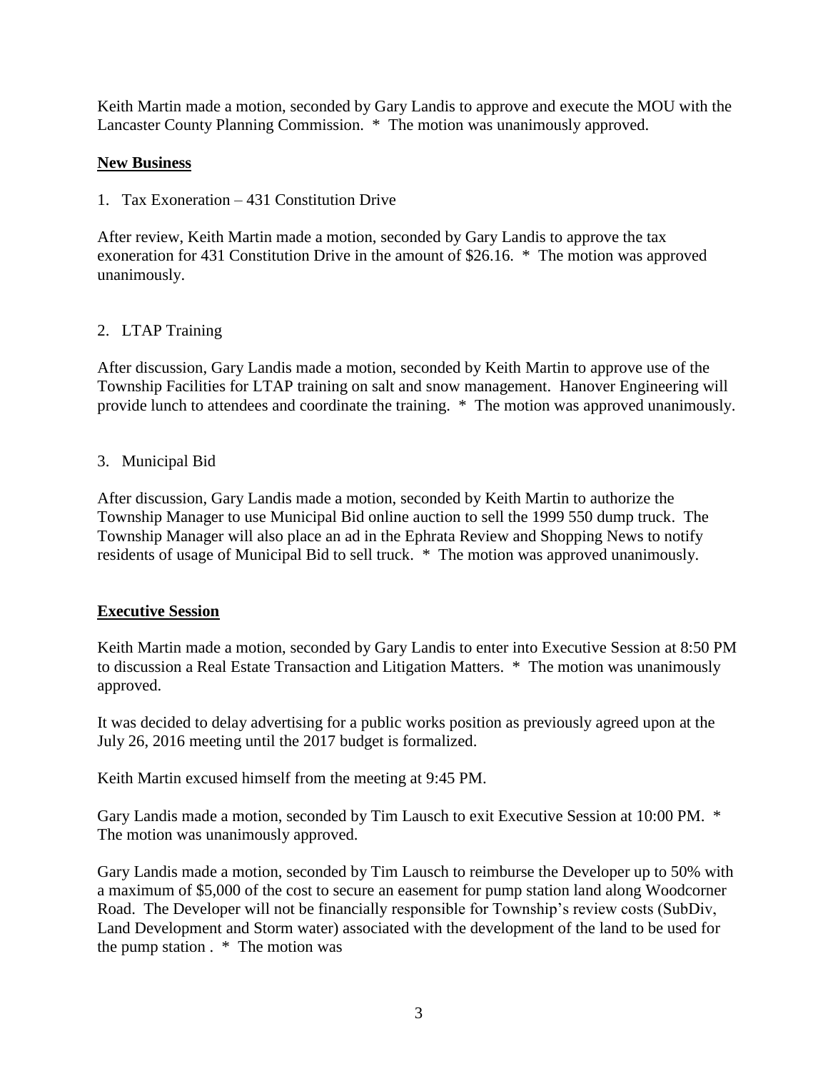Keith Martin made a motion, seconded by Gary Landis to approve and execute the MOU with the Lancaster County Planning Commission. * The motion was unanimously approved.

## New Business

1. Tax Exoneration – 431 Constitution Drive

After review, Keith Martin made a motion, seconded by Gary Landis to approve the tax exoneration for 431 Constitution Drive in the amount of $26.16. * The motion was approved unanimously.

2. LTAP Training

After discussion, Gary Landis made a motion, seconded by Keith Martin to approve use of the Township Facilities for LTAP training on salt and snow management. Hanover Engineering will provide lunch to attendees and coordinate the training. * The motion was approved unanimously.

3. Municipal Bid

After discussion, Gary Landis made a motion, seconded by Keith Martin to authorize the Township Manager to use Municipal Bid online auction to sell the 1999 550 dump truck. The Township Manager will also place an ad in the Ephrata Review and Shopping News to notify residents of usage of Municipal Bid to sell truck. * The motion was approved unanimously.

## Executive Session

Keith Martin made a motion, seconded by Gary Landis to enter into Executive Session at 8:50 PM to discussion a Real Estate Transaction and Litigation Matters. * The motion was unanimously approved.

It was decided to delay advertising for a public works position as previously agreed upon at the July 26, 2016 meeting until the 2017 budget is formalized.

Keith Martin excused himself from the meeting at 9:45 PM.

Gary Landis made a motion, seconded by Tim Lausch to exit Executive Session at 10:00 PM. * The motion was unanimously approved.

Gary Landis made a motion, seconded by Tim Lausch to reimburse the Developer up to 50% with a maximum of $5,000 of the cost to secure an easement for pump station land along Woodcorner Road. The Developer will not be financially responsible for Township's review costs (SubDiv, Land Development and Storm water) associated with the development of the land to be used for the pump station . * The motion was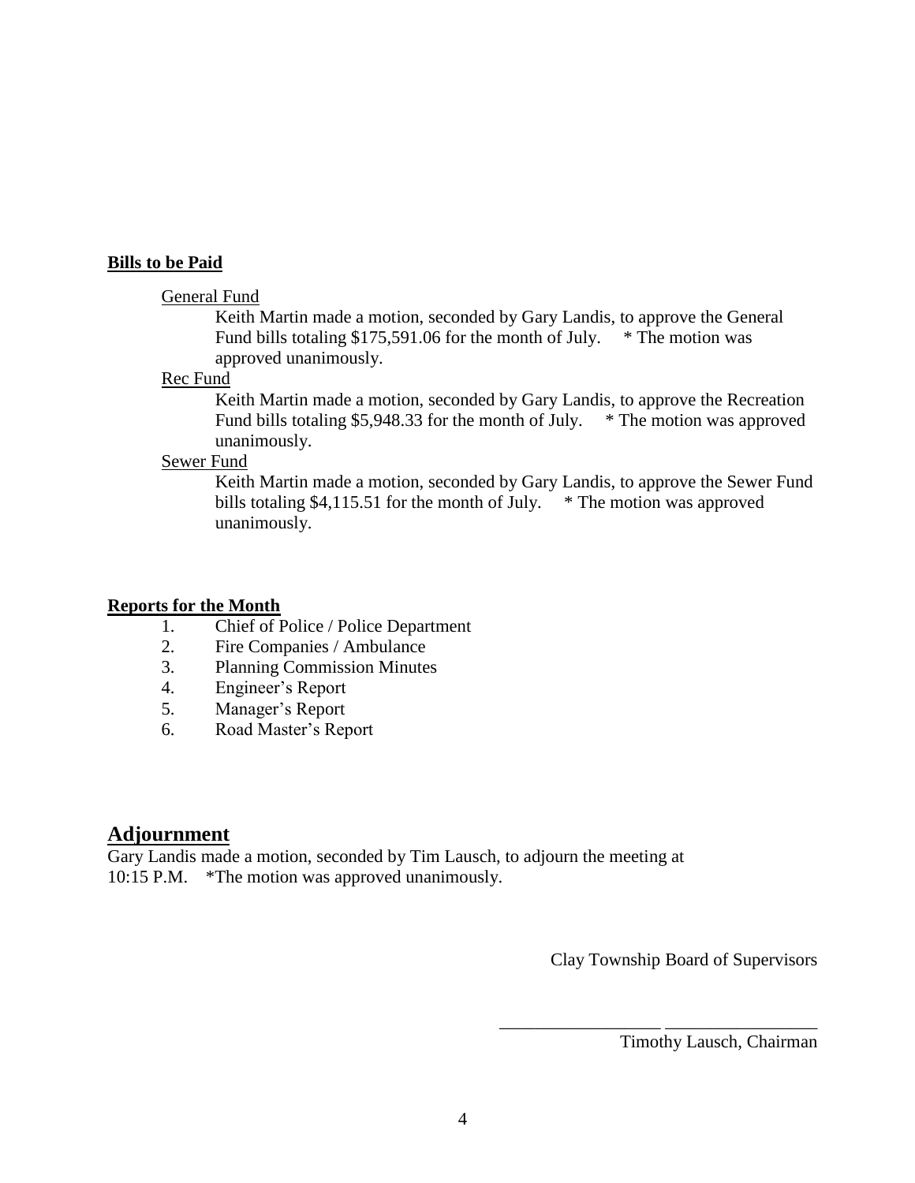**Bills to be Paid**

General Fund

Keith Martin made a motion, seconded by Gary Landis, to approve the General Fund bills totaling $175,591.06 for the month of July. * The motion was approved unanimously.

Rec Fund

Keith Martin made a motion, seconded by Gary Landis, to approve the Recreation Fund bills totaling $5,948.33 for the month of July. * The motion was approved unanimously.

Sewer Fund

Keith Martin made a motion, seconded by Gary Landis, to approve the Sewer Fund bills totaling $4,115.51 for the month of July. * The motion was approved unanimously.

**Reports for the Month**

1. Chief of Police / Police Department
2. Fire Companies / Ambulance
3. Planning Commission Minutes
4. Engineer's Report
5. Manager's Report
6. Road Master's Report

## Adjournment

Gary Landis made a motion, seconded by Tim Lausch, to adjourn the meeting at 10:15 P.M. *The motion was approved unanimously.

Clay Township Board of Supervisors

___________________ _________________

Timothy Lausch, Chairman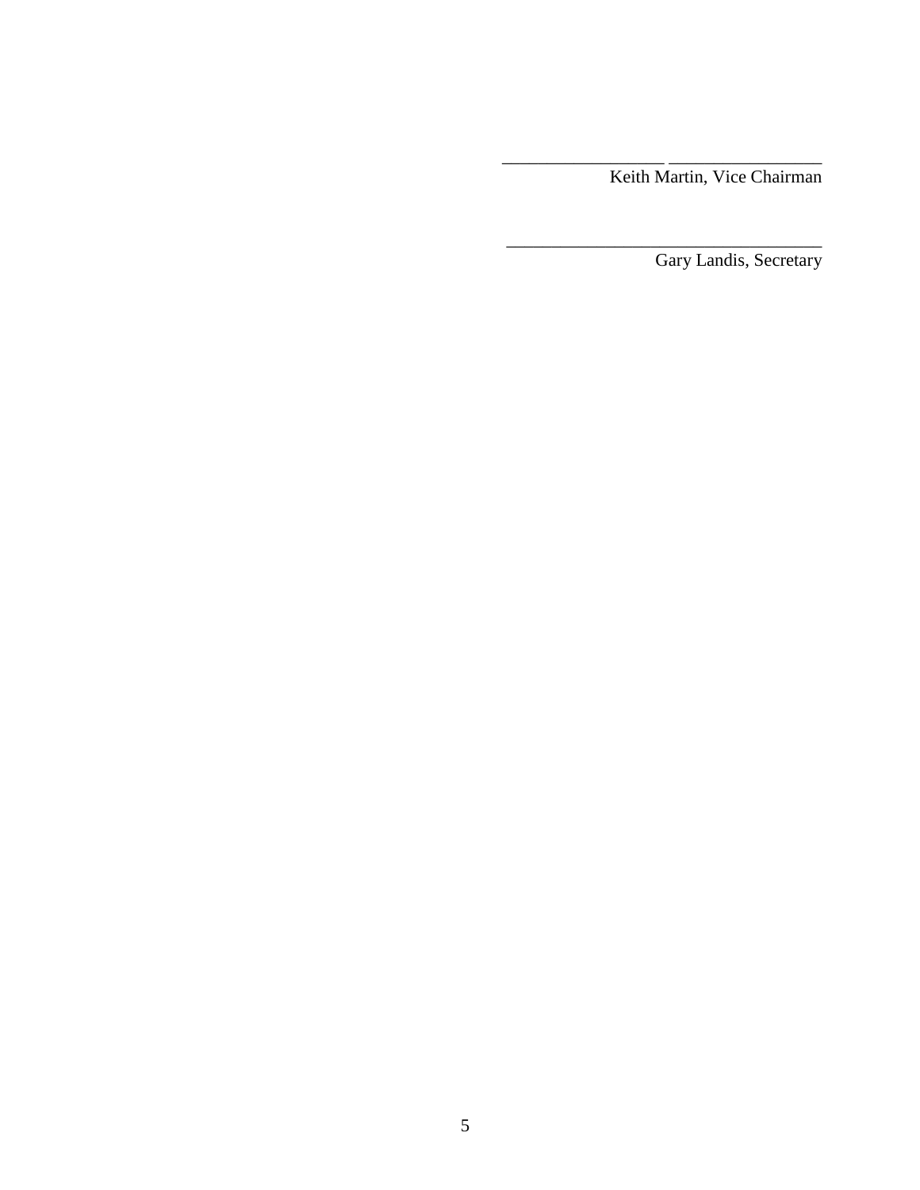\_\_\_\_\_\_\_\_\_\_\_\_\_\_\_\_\_\_ \_\_\_\_\_\_\_\_\_\_\_\_\_\_\_\_\_
Keith Martin, Vice Chairman

\_\_\_\_\_\_\_\_\_\_\_\_\_\_\_\_\_\_\_\_\_\_\_\_\_\_\_\_\_\_\_\_\_\_\_\_
Gary Landis, Secretary